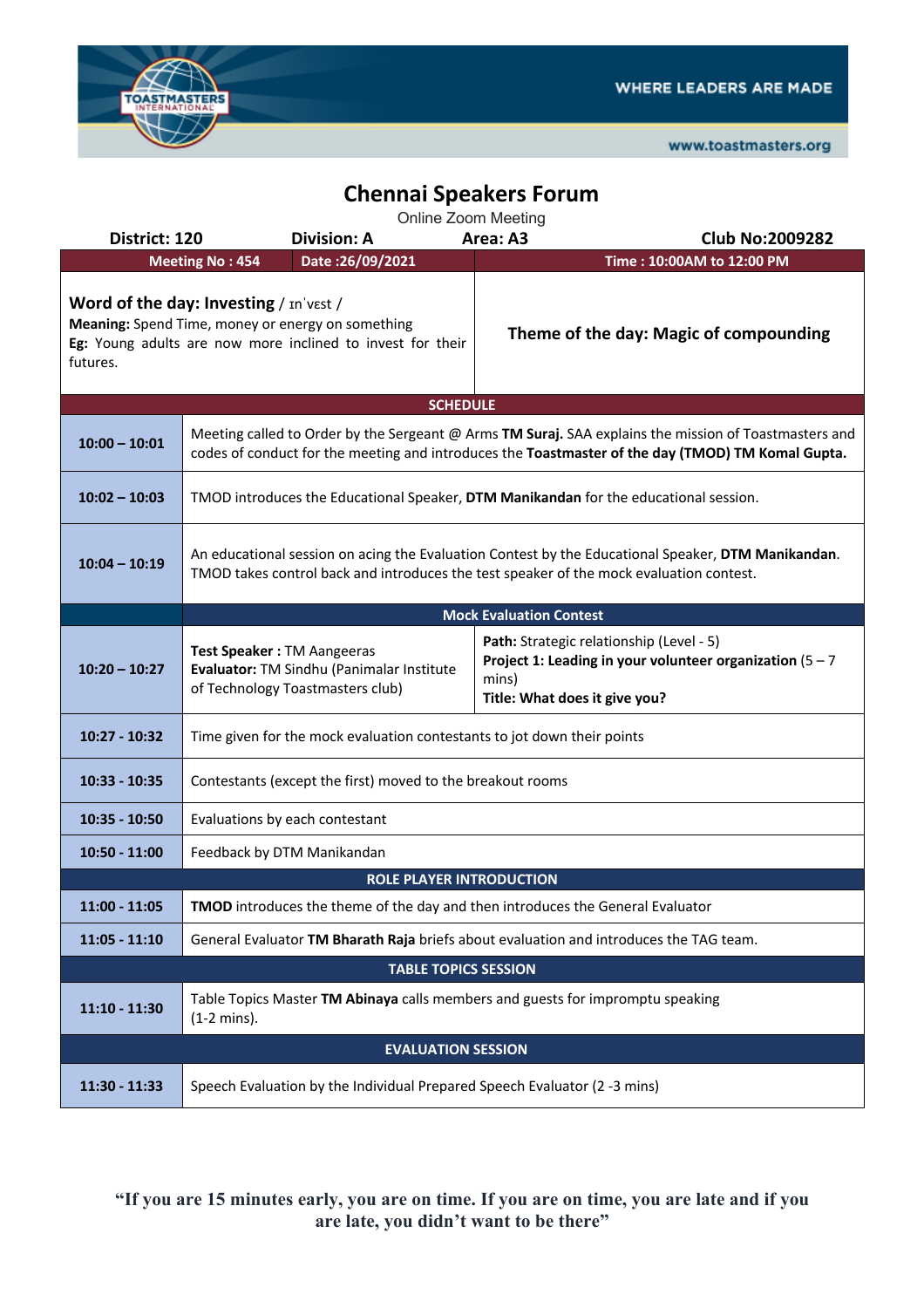WHERE LEADERS ARE MADE

www.toastmasters.org

# Chennai Speakers Forum

Online Zoom Meeting

| District: 120 | Division: A | Area: A3 | Club No:2009282 |
|---|---|---|---|
| Meeting No : 454 | Date :26/09/2021 | Time : 10:00AM to 12:00 PM | |

**Word of the day: Investing** / ɪnˈvɛst /
**Meaning:** Spend Time, money or energy on something
**Eg:** Young adults are now more inclined to invest for their futures.

**Theme of the day: Magic of compounding**

| SCHEDULE | | |
|---|---|---|
| **10:00 – 10:01** | Meeting called to Order by the Sergeant @ Arms **TM Suraj.** SAA explains the mission of Toastmasters and codes of conduct for the meeting and introduces the **Toastmaster of the day (TMOD) TM Komal Gupta.** | |
| **10:02 – 10:03** | TMOD introduces the Educational Speaker, **DTM Manikandan** for the educational session. | |
| **10:04 – 10:19** | An educational session on acing the Evaluation Contest by the Educational Speaker, **DTM Manikandan**. TMOD takes control back and introduces the test speaker of the mock evaluation contest. | |
| | **Mock Evaluation Contest** | |
| **10:20 – 10:27** | **Test Speaker :** TM Aangeeras<br>**Evaluator:** TM Sindhu (Panimalar Institute of Technology Toastmasters club) | **Path:** Strategic relationship (Level - 5)<br>**Project 1: Leading in your volunteer organization** (5 – 7 mins)<br>**Title: What does it give you?** |
| **10:27 - 10:32** | Time given for the mock evaluation contestants to jot down their points | |
| **10:33 - 10:35** | Contestants (except the first) moved to the breakout rooms | |
| **10:35 - 10:50** | Evaluations by each contestant | |
| **10:50 - 11:00** | Feedback by DTM Manikandan | |
| **ROLE PLAYER INTRODUCTION** | | |
| **11:00 - 11:05** | **TMOD** introduces the theme of the day and then introduces the General Evaluator | |
| **11:05 - 11:10** | General Evaluator **TM Bharath Raja** briefs about evaluation and introduces the TAG team. | |
| **TABLE TOPICS SESSION** | | |
| **11:10 - 11:30** | Table Topics Master **TM Abinaya** calls members and guests for impromptu speaking (1-2 mins). | |
| **EVALUATION SESSION** | | |
| **11:30 - 11:33** | Speech Evaluation by the Individual Prepared Speech Evaluator (2 -3 mins) | |

**"If you are 15 minutes early, you are on time. If you are on time, you are late and if you are late, you didn't want to be there"**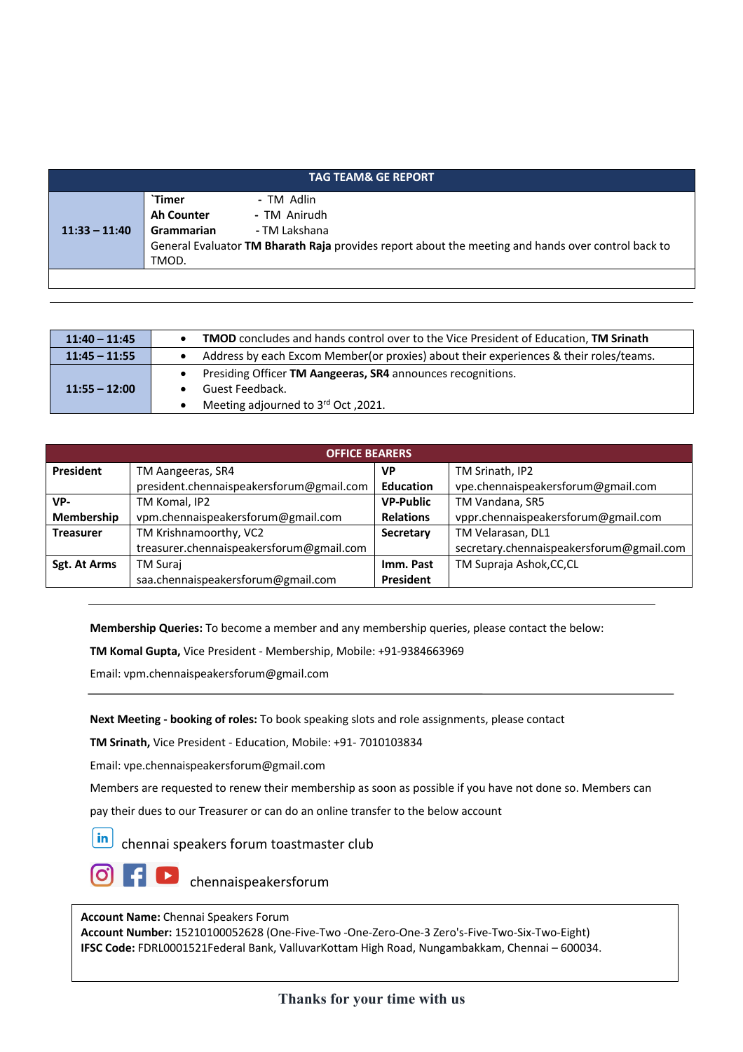| TAG TEAM& GE REPORT | |
|---|---|
| 11:33 – 11:40 | **`Timer** - TM Adlin<br>**Ah Counter** - TM Anirudh<br>**Grammarian** - TM Lakshana<br>General Evaluator **TM Bharath Raja** provides report about the meeting and hands over control back to TMOD. |

| | |
|---|---|
| 11:40 – 11:45 | • **TMOD** concludes and hands control over to the Vice President of Education, **TM Srinath** |
| 11:45 – 11:55 | • Address by each Excom Member(or proxies) about their experiences & their roles/teams. |
| 11:55 – 12:00 | • Presiding Officer **TM Aangeeras, SR4** announces recognitions.<br>• Guest Feedback.<br>• Meeting adjourned to 3rd Oct ,2021. |

| OFFICE BEARERS | | | |
|---|---|---|---|
| **President** | TM Aangeeras, SR4<br>president.chennaispeakersforum@gmail.com | **VP Education** | TM Srinath, IP2<br>vpe.chennaispeakersforum@gmail.com |
| **VP-Membership** | TM Komal, IP2<br>vpm.chennaispeakersforum@gmail.com | **VP-Public Relations** | TM Vandana, SR5<br>vppr.chennaispeakersforum@gmail.com |
| **Treasurer** | TM Krishnamoorthy, VC2<br>treasurer.chennaispeakersforum@gmail.com | **Secretary** | TM Velarasan, DL1<br>secretary.chennaispeakersforum@gmail.com |
| **Sgt. At Arms** | TM Suraj<br>saa.chennaispeakersforum@gmail.com | **Imm. Past President** | TM Supraja Ashok,CC,CL |

---

**Membership Queries:** To become a member and any membership queries, please contact the below:

**TM Komal Gupta,** Vice President - Membership, Mobile: +91-9384663969

Email: vpm.chennaispeakersforum@gmail.com

---

**Next Meeting - booking of roles:** To book speaking slots and role assignments, please contact

**TM Srinath,** Vice President - Education, Mobile: +91- 7010103834

Email: vpe.chennaispeakersforum@gmail.com

Members are requested to renew their membership as soon as possible if you have not done so. Members can pay their dues to our Treasurer or can do an online transfer to the below account

chennai speakers forum toastmaster club

chennaispeakersforum

**Account Name:** Chennai Speakers Forum
**Account Number:** 15210100052628 (One-Five-Two -One-Zero-One-3 Zero's-Five-Two-Six-Two-Eight)
**IFSC Code:** FDRL0001521Federal Bank, ValluvarKottam High Road, Nungambakkam, Chennai – 600034.

**Thanks for your time with us**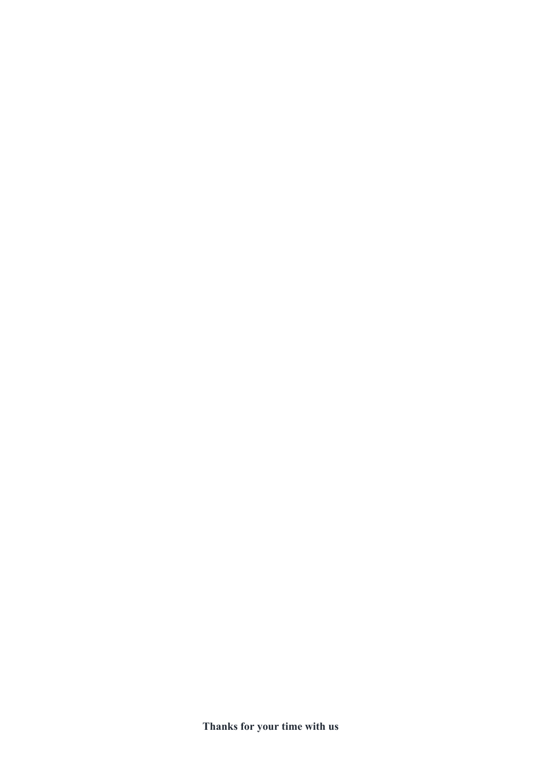**Thanks for your time with us**